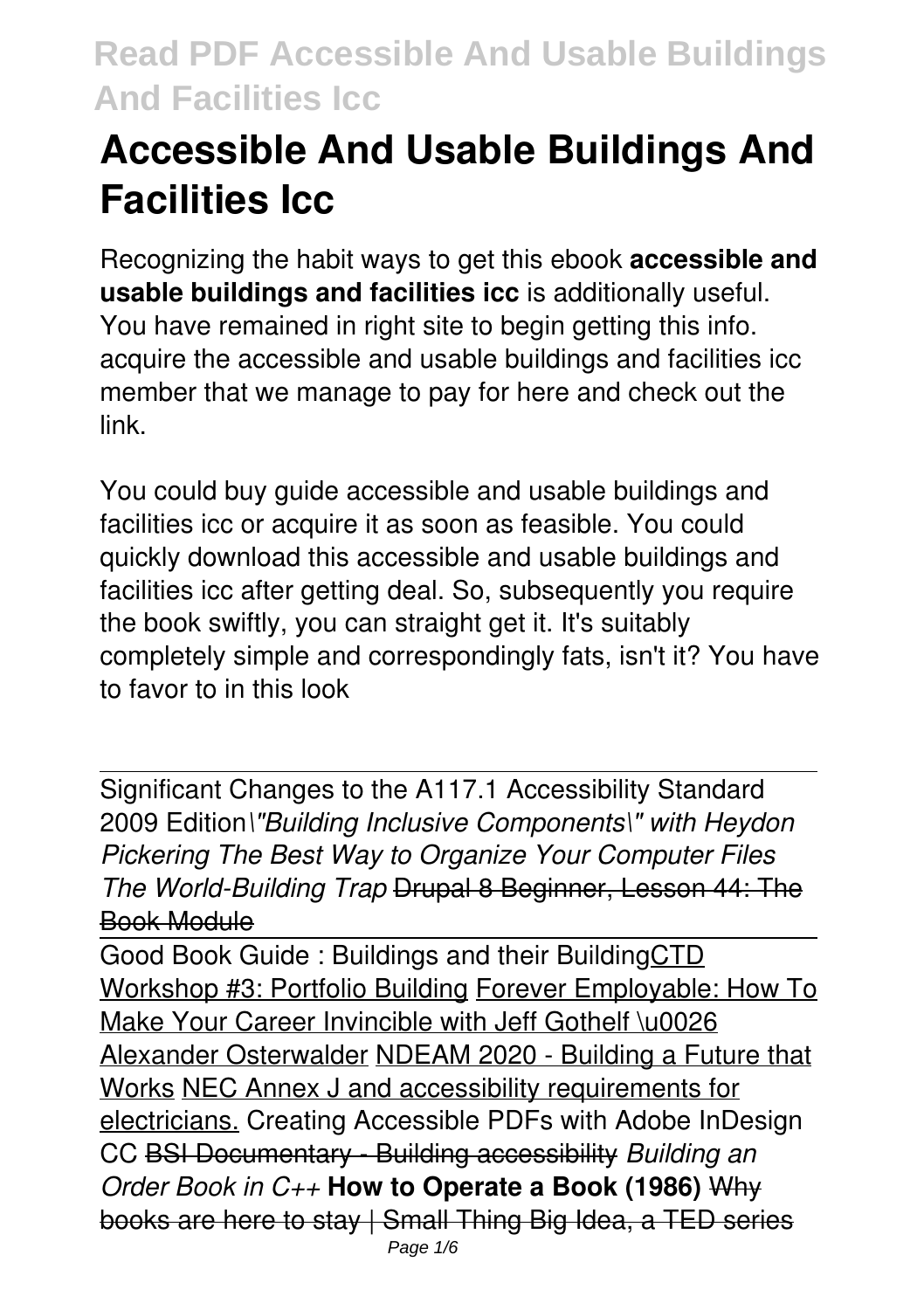# Accessible And Usable Buildings And Facilities Icc

Recognizing the habit ways to get this ebook **accessible and usable buildings and facilities icc** is additionally useful. You have remained in right site to begin getting this info. acquire the accessible and usable buildings and facilities icc member that we manage to pay for here and check out the link.

You could buy guide accessible and usable buildings and facilities icc or acquire it as soon as feasible. You could quickly download this accessible and usable buildings and facilities icc after getting deal. So, subsequently you require the book swiftly, you can straight get it. It's suitably completely simple and correspondingly fats, isn't it? You have to favor to in this look

Significant Changes to the A117.1 Accessibility Standard 2009 Edition*\"Building Inclusive Components\" with Heydon Pickering The Best Way to Organize Your Computer Files The World-Building Trap* Drupal 8 Beginner, Lesson 44: The Book Module

Good Book Guide : Buildings and their BuildingCTD Workshop #3: Portfolio Building Forever Employable: How To Make Your Career Invincible with Jeff Gothelf \u0026 Alexander Osterwalder NDEAM 2020 - Building a Future that Works NEC Annex J and accessibility requirements for electricians. Creating Accessible PDFs with Adobe InDesign CC BSI Documentary - Building accessibility *Building an Order Book in C++* **How to Operate a Book (1986)** Why books are here to stay | Small Thing Big Idea, a TED series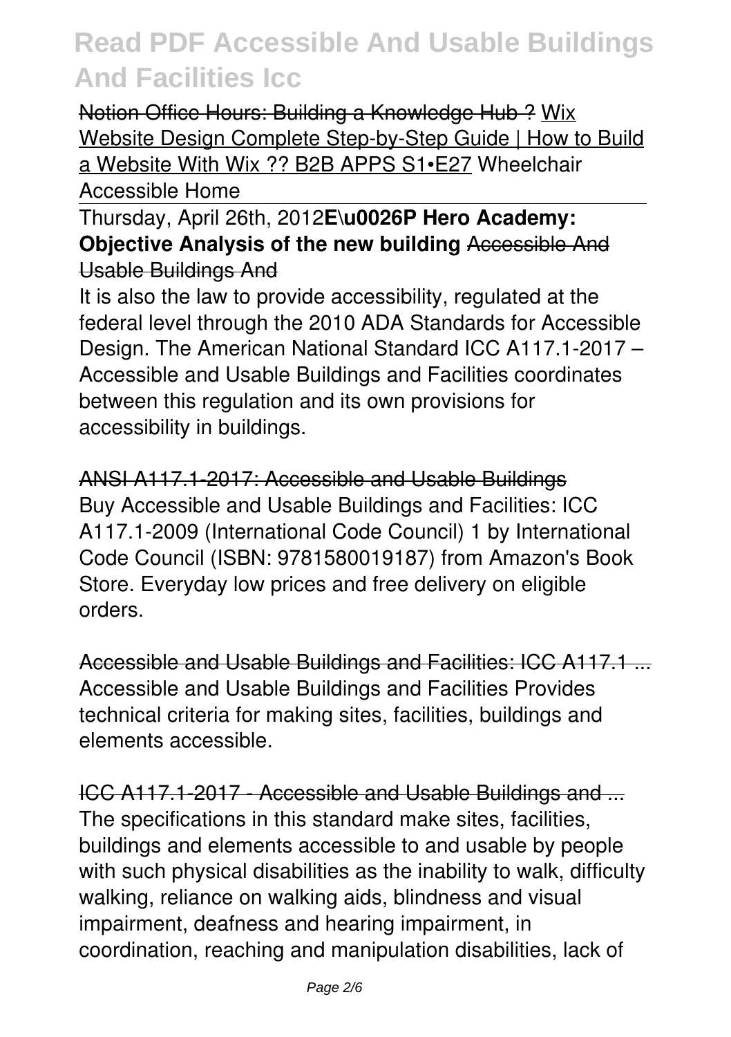Notion Office Hours: Building a Knowledge Hub ? Wix Website Design Complete Step-by-Step Guide | How to Build a Website With Wix ?? B2B APPS S1•E27 Wheelchair Accessible Home

Thursday, April 26th, 2012**E\u0026P Hero Academy: Objective Analysis of the new building** Accessible And Usable Buildings And

It is also the law to provide accessibility, regulated at the federal level through the 2010 ADA Standards for Accessible Design. The American National Standard ICC A117.1-2017 – Accessible and Usable Buildings and Facilities coordinates between this regulation and its own provisions for accessibility in buildings.

ANSI A117.1-2017: Accessible and Usable Buildings

Buy Accessible and Usable Buildings and Facilities: ICC A117.1-2009 (International Code Council) 1 by International Code Council (ISBN: 9781580019187) from Amazon's Book Store. Everyday low prices and free delivery on eligible orders.

Accessible and Usable Buildings and Facilities: ICC A117.1 ...

Accessible and Usable Buildings and Facilities Provides technical criteria for making sites, facilities, buildings and elements accessible.

ICC A117.1-2017 - Accessible and Usable Buildings and ...

The specifications in this standard make sites, facilities, buildings and elements accessible to and usable by people with such physical disabilities as the inability to walk, difficulty walking, reliance on walking aids, blindness and visual impairment, deafness and hearing impairment, in coordination, reaching and manipulation disabilities, lack of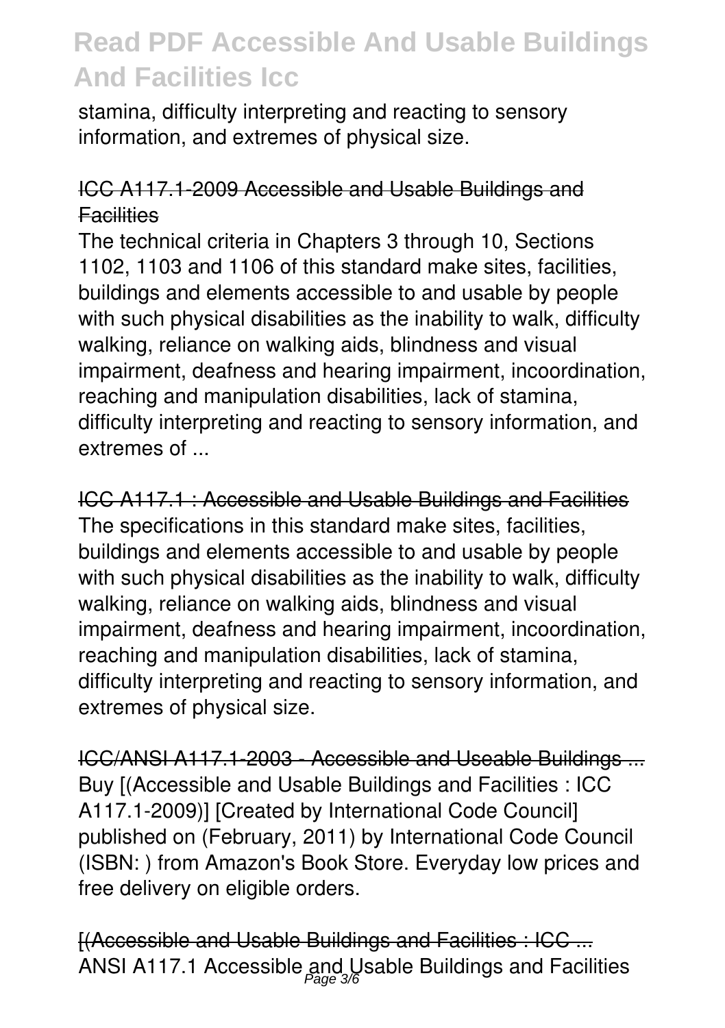stamina, difficulty interpreting and reacting to sensory information, and extremes of physical size.

### ICC A117.1-2009 Accessible and Usable Buildings and Facilities

The technical criteria in Chapters 3 through 10, Sections 1102, 1103 and 1106 of this standard make sites, facilities, buildings and elements accessible to and usable by people with such physical disabilities as the inability to walk, difficulty walking, reliance on walking aids, blindness and visual impairment, deafness and hearing impairment, incoordination, reaching and manipulation disabilities, lack of stamina, difficulty interpreting and reacting to sensory information, and extremes of ...

### ICC A117.1 : Accessible and Usable Buildings and Facilities

The specifications in this standard make sites, facilities, buildings and elements accessible to and usable by people with such physical disabilities as the inability to walk, difficulty walking, reliance on walking aids, blindness and visual impairment, deafness and hearing impairment, incoordination, reaching and manipulation disabilities, lack of stamina, difficulty interpreting and reacting to sensory information, and extremes of physical size.

### ICC/ANSI A117.1-2003 - Accessible and Useable Buildings ...

Buy [(Accessible and Usable Buildings and Facilities : ICC A117.1-2009)] [Created by International Code Council] published on (February, 2011) by International Code Council (ISBN: ) from Amazon's Book Store. Everyday low prices and free delivery on eligible orders.

### [(Accessible and Usable Buildings and Facilities : ICC ...

ANSI A117.1 Accessible and Usable Buildings and Facilities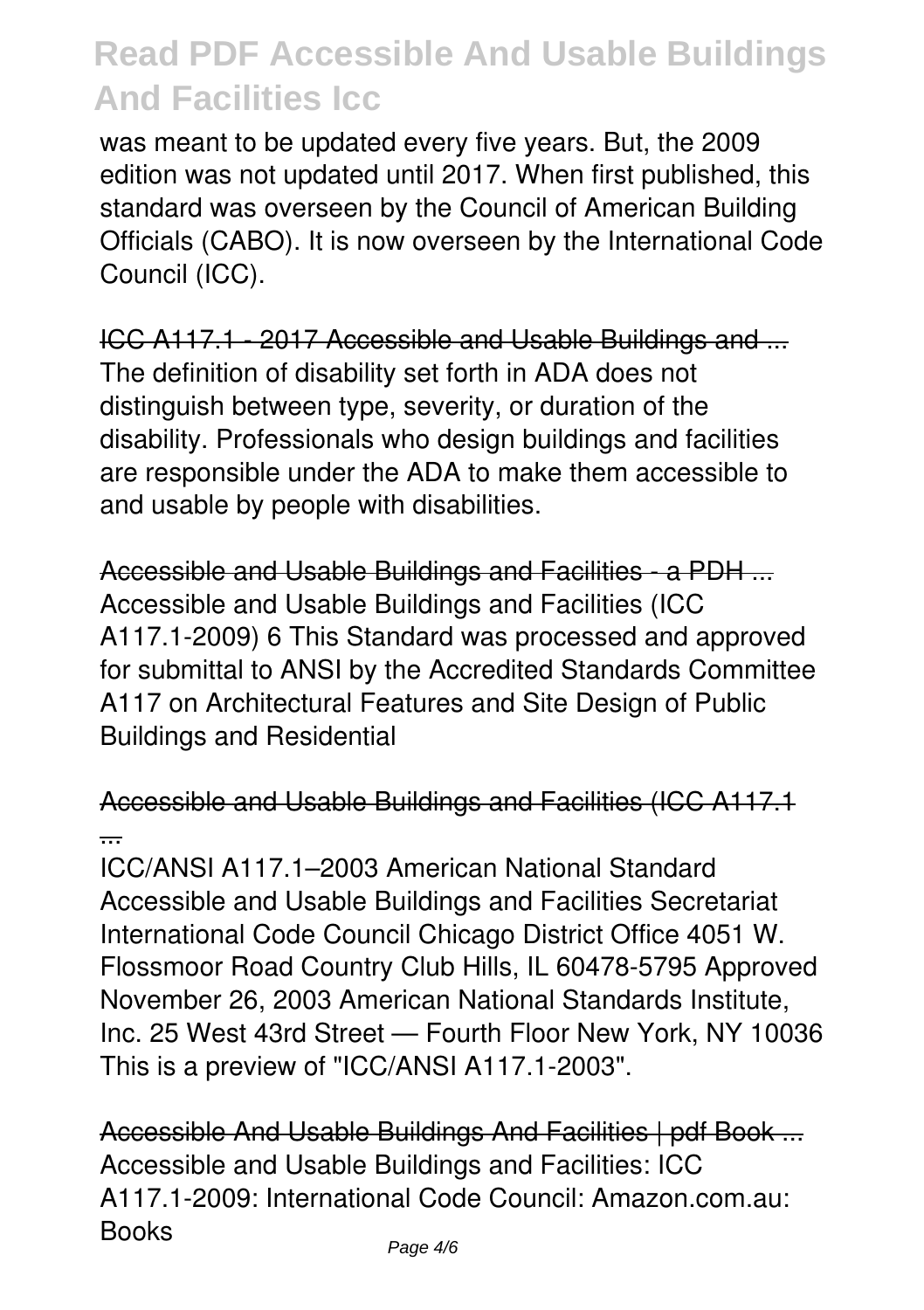was meant to be updated every five years. But, the 2009 edition was not updated until 2017. When first published, this standard was overseen by the Council of American Building Officials (CABO). It is now overseen by the International Code Council (ICC).

ICC A117.1 - 2017 Accessible and Usable Buildings and ...
The definition of disability set forth in ADA does not distinguish between type, severity, or duration of the disability. Professionals who design buildings and facilities are responsible under the ADA to make them accessible to and usable by people with disabilities.

Accessible and Usable Buildings and Facilities - a PDH ...
Accessible and Usable Buildings and Facilities (ICC A117.1-2009) 6 This Standard was processed and approved for submittal to ANSI by the Accredited Standards Committee A117 on Architectural Features and Site Design of Public Buildings and Residential

Accessible and Usable Buildings and Facilities (ICC A117.1 ...
ICC/ANSI A117.1–2003 American National Standard Accessible and Usable Buildings and Facilities Secretariat International Code Council Chicago District Office 4051 W. Flossmoor Road Country Club Hills, IL 60478-5795 Approved November 26, 2003 American National Standards Institute, Inc. 25 West 43rd Street — Fourth Floor New York, NY 10036 This is a preview of "ICC/ANSI A117.1-2003".

Accessible And Usable Buildings And Facilities | pdf Book ...
Accessible and Usable Buildings and Facilities: ICC A117.1-2009: International Code Council: Amazon.com.au: Books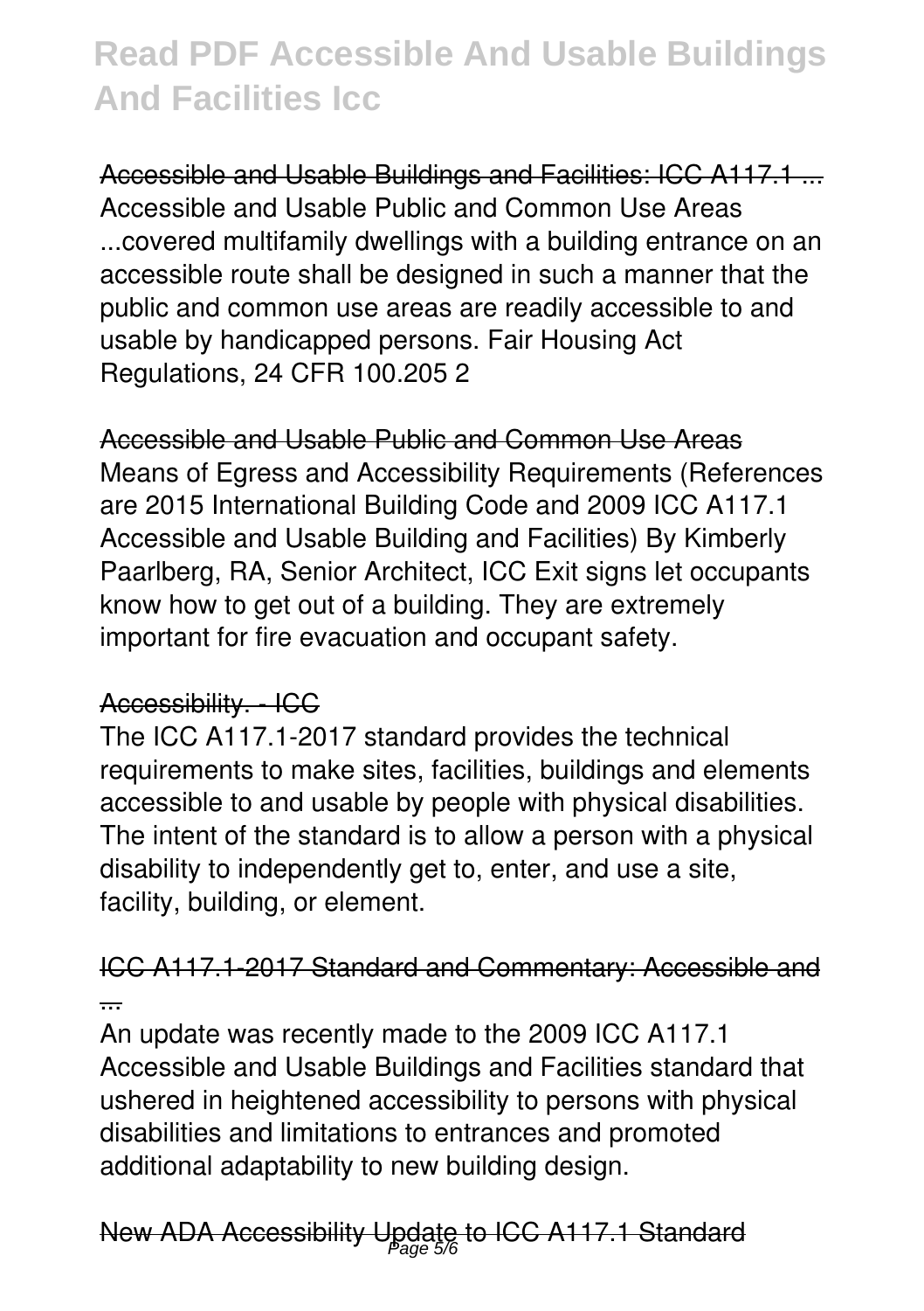Accessible and Usable Buildings and Facilities: ICC A117.1 ...
Accessible and Usable Public and Common Use Areas ...covered multifamily dwellings with a building entrance on an accessible route shall be designed in such a manner that the public and common use areas are readily accessible to and usable by handicapped persons. Fair Housing Act Regulations, 24 CFR 100.205 2

Accessible and Usable Public and Common Use Areas
Means of Egress and Accessibility Requirements (References are 2015 International Building Code and 2009 ICC A117.1 Accessible and Usable Building and Facilities) By Kimberly Paarlberg, RA, Senior Architect, ICC Exit signs let occupants know how to get out of a building. They are extremely important for fire evacuation and occupant safety.

Accessibility. - ICC
The ICC A117.1-2017 standard provides the technical requirements to make sites, facilities, buildings and elements accessible to and usable by people with physical disabilities. The intent of the standard is to allow a person with a physical disability to independently get to, enter, and use a site, facility, building, or element.

ICC A117.1-2017 Standard and Commentary: Accessible and ...
An update was recently made to the 2009 ICC A117.1 Accessible and Usable Buildings and Facilities standard that ushered in heightened accessibility to persons with physical disabilities and limitations to entrances and promoted additional adaptability to new building design.

New ADA Accessibility Update to ICC A117.1 Standard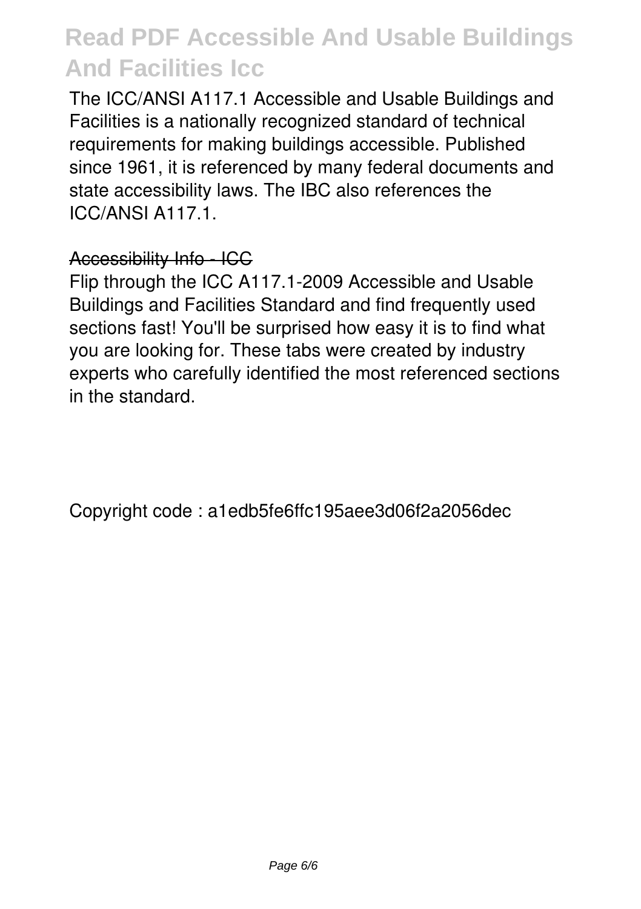The ICC/ANSI A117.1 Accessible and Usable Buildings and Facilities is a nationally recognized standard of technical requirements for making buildings accessible. Published since 1961, it is referenced by many federal documents and state accessibility laws. The IBC also references the ICC/ANSI A117.1.

~~Accessibility Info - ICC~~

Flip through the ICC A117.1-2009 Accessible and Usable Buildings and Facilities Standard and find frequently used sections fast! You'll be surprised how easy it is to find what you are looking for. These tabs were created by industry experts who carefully identified the most referenced sections in the standard.

Copyright code : a1edb5fe6ffc195aee3d06f2a2056dec